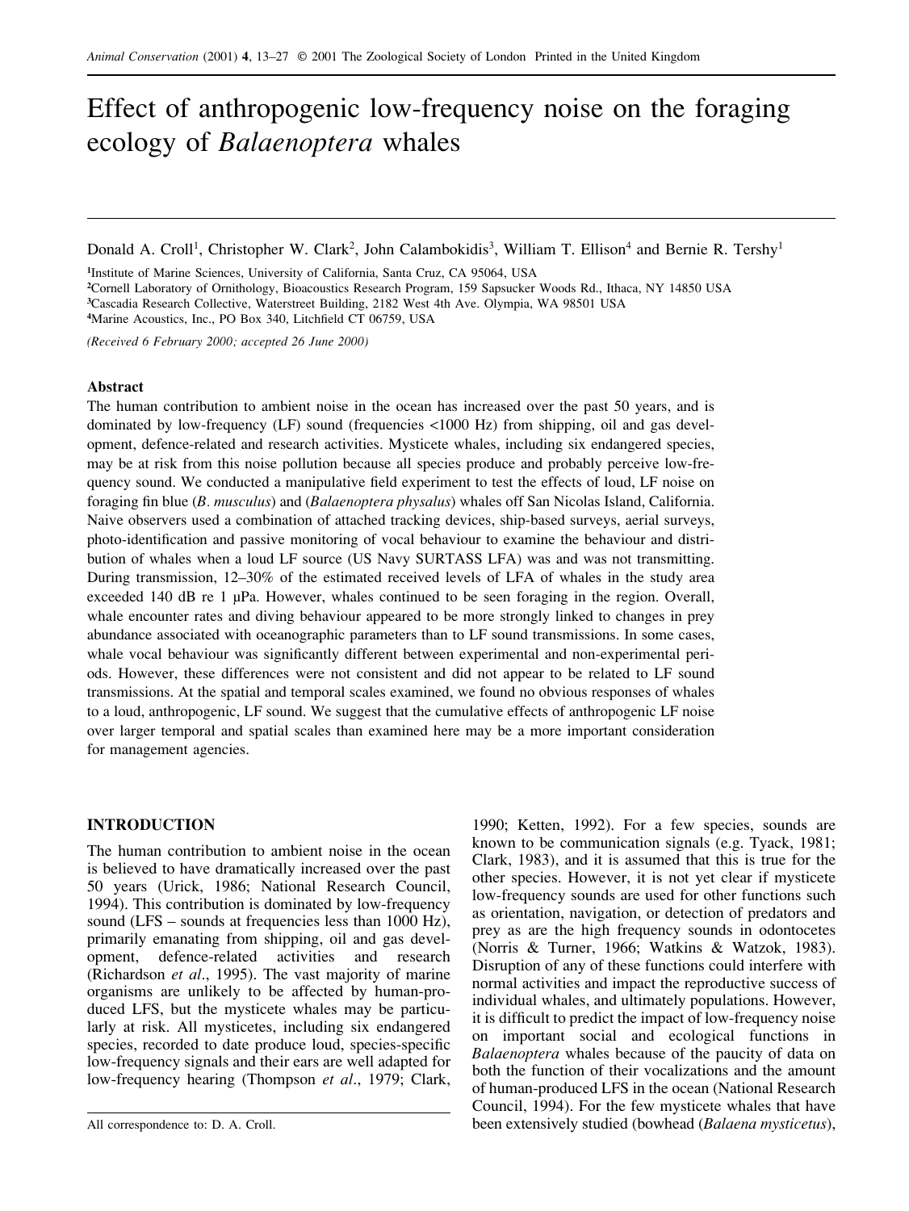# Effect of anthropogenic low-frequency noise on the foraging ecology of *Balaenoptera* whales

Donald A. Croll[1], Christopher W. Clark[2], John Calambokidis[3], William T. Ellison[4] and Bernie R. Tershy[1]

[1]Institute of Marine Sciences, University of California, Santa Cruz, CA 95064, USA
[2]Cornell Laboratory of Ornithology, Bioacoustics Research Program, 159 Sapsucker Woods Rd., Ithaca, NY 14850 USA
[3]Cascadia Research Collective, Waterstreet Building, 2182 West 4th Ave. Olympia, WA 98501 USA
[4]Marine Acoustics, Inc., PO Box 340, Litchfield CT 06759, USA

*(Received 6 February 2000; accepted 26 June 2000)*

## Abstract

The human contribution to ambient noise in the ocean has increased over the past 50 years, and is dominated by low-frequency (LF) sound (frequencies <1000 Hz) from shipping, oil and gas development, defence-related and research activities. Mysticete whales, including six endangered species, may be at risk from this noise pollution because all species produce and probably perceive low-frequency sound. We conducted a manipulative field experiment to test the effects of loud, LF noise on foraging fin blue (*B. musculus*) and (*Balaenoptera physalus*) whales off San Nicolas Island, California. Naive observers used a combination of attached tracking devices, ship-based surveys, aerial surveys, photo-identification and passive monitoring of vocal behaviour to examine the behaviour and distribution of whales when a loud LF source (US Navy SURTASS LFA) was and was not transmitting. During transmission, 12–30% of the estimated received levels of LFA of whales in the study area exceeded 140 dB re 1 μPa. However, whales continued to be seen foraging in the region. Overall, whale encounter rates and diving behaviour appeared to be more strongly linked to changes in prey abundance associated with oceanographic parameters than to LF sound transmissions. In some cases, whale vocal behaviour was significantly different between experimental and non-experimental periods. However, these differences were not consistent and did not appear to be related to LF sound transmissions. At the spatial and temporal scales examined, we found no obvious responses of whales to a loud, anthropogenic, LF sound. We suggest that the cumulative effects of anthropogenic LF noise over larger temporal and spatial scales than examined here may be a more important consideration for management agencies.

## INTRODUCTION

The human contribution to ambient noise in the ocean is believed to have dramatically increased over the past 50 years (Urick, 1986; National Research Council, 1994). This contribution is dominated by low-frequency sound (LFS – sounds at frequencies less than 1000 Hz), primarily emanating from shipping, oil and gas development, defence-related activities and research (Richardson *et al*., 1995). The vast majority of marine organisms are unlikely to be affected by human-produced LFS, but the mysticete whales may be particularly at risk. All mysticetes, including six endangered species, recorded to date produce loud, species-specific low-frequency signals and their ears are well adapted for low-frequency hearing (Thompson *et al*., 1979; Clark, 1990; Ketten, 1992). For a few species, sounds are known to be communication signals (e.g. Tyack, 1981; Clark, 1983), and it is assumed that this is true for the other species. However, it is not yet clear if mysticete low-frequency sounds are used for other functions such as orientation, navigation, or detection of predators and prey as are the high frequency sounds in odontocetes (Norris & Turner, 1966; Watkins & Watzok, 1983). Disruption of any of these functions could interfere with normal activities and impact the reproductive success of individual whales, and ultimately populations. However, it is difficult to predict the impact of low-frequency noise on important social and ecological functions in *Balaenoptera* whales because of the paucity of data on both the function of their vocalizations and the amount of human-produced LFS in the ocean (National Research Council, 1994). For the few mysticete whales that have been extensively studied (bowhead (*Balaena mysticetus*),

All correspondence to: D. A. Croll.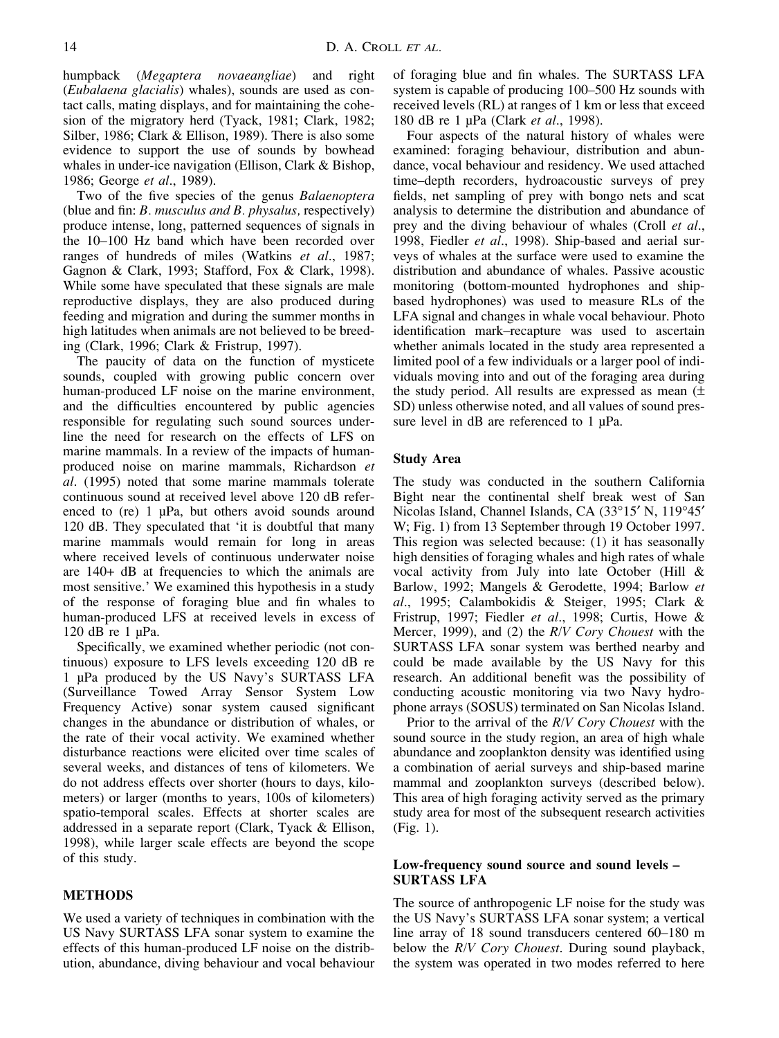humpback (*Megaptera novaeangliae*) and right (*Eubalaena glacialis*) whales), sounds are used as contact calls, mating displays, and for maintaining the cohesion of the migratory herd (Tyack, 1981; Clark, 1982; Silber, 1986; Clark & Ellison, 1989). There is also some evidence to support the use of sounds by bowhead whales in under-ice navigation (Ellison, Clark & Bishop, 1986; George *et al*., 1989).

Two of the five species of the genus *Balaenoptera* (blue and fin: *B. musculus and B. physalus,* respectively) produce intense, long, patterned sequences of signals in the 10–100 Hz band which have been recorded over ranges of hundreds of miles (Watkins *et al*., 1987; Gagnon & Clark, 1993; Stafford, Fox & Clark, 1998). While some have speculated that these signals are male reproductive displays, they are also produced during feeding and migration and during the summer months in high latitudes when animals are not believed to be breeding (Clark, 1996; Clark & Fristrup, 1997).

The paucity of data on the function of mysticete sounds, coupled with growing public concern over human-produced LF noise on the marine environment, and the difficulties encountered by public agencies responsible for regulating such sound sources underline the need for research on the effects of LFS on marine mammals. In a review of the impacts of human-produced noise on marine mammals, Richardson *et al*. (1995) noted that some marine mammals tolerate continuous sound at received level above 120 dB referenced to (re) 1 µPa, but others avoid sounds around 120 dB. They speculated that 'it is doubtful that many marine mammals would remain for long in areas where received levels of continuous underwater noise are 140+ dB at frequencies to which the animals are most sensitive.' We examined this hypothesis in a study of the response of foraging blue and fin whales to human-produced LFS at received levels in excess of 120 dB re 1 µPa.

Specifically, we examined whether periodic (not continuous) exposure to LFS levels exceeding 120 dB re 1 µPa produced by the US Navy's SURTASS LFA (Surveillance Towed Array Sensor System Low Frequency Active) sonar system caused significant changes in the abundance or distribution of whales, or the rate of their vocal activity. We examined whether disturbance reactions were elicited over time scales of several weeks, and distances of tens of kilometers. We do not address effects over shorter (hours to days, kilometers) or larger (months to years, 100s of kilometers) spatio-temporal scales. Effects at shorter scales are addressed in a separate report (Clark, Tyack & Ellison, 1998), while larger scale effects are beyond the scope of this study.

## METHODS

We used a variety of techniques in combination with the US Navy SURTASS LFA sonar system to examine the effects of this human-produced LF noise on the distribution, abundance, diving behaviour and vocal behaviour of foraging blue and fin whales. The SURTASS LFA system is capable of producing 100–500 Hz sounds with received levels (RL) at ranges of 1 km or less that exceed 180 dB re 1 µPa (Clark *et al*., 1998).

Four aspects of the natural history of whales were examined: foraging behaviour, distribution and abundance, vocal behaviour and residency. We used attached time–depth recorders, hydroacoustic surveys of prey fields, net sampling of prey with bongo nets and scat analysis to determine the distribution and abundance of prey and the diving behaviour of whales (Croll *et al*., 1998, Fiedler *et al*., 1998). Ship-based and aerial surveys of whales at the surface were used to examine the distribution and abundance of whales. Passive acoustic monitoring (bottom-mounted hydrophones and ship-based hydrophones) was used to measure RLs of the LFA signal and changes in whale vocal behaviour. Photo identification mark–recapture was used to ascertain whether animals located in the study area represented a limited pool of a few individuals or a larger pool of individuals moving into and out of the foraging area during the study period. All results are expressed as mean (± SD) unless otherwise noted, and all values of sound pressure level in dB are referenced to 1 µPa.

### Study Area

The study was conducted in the southern California Bight near the continental shelf break west of San Nicolas Island, Channel Islands, CA (33°15′ N, 119°45′ W; Fig. 1) from 13 September through 19 October 1997. This region was selected because: (1) it has seasonally high densities of foraging whales and high rates of whale vocal activity from July into late October (Hill & Barlow, 1992; Mangels & Gerodette, 1994; Barlow *et al*., 1995; Calambokidis & Steiger, 1995; Clark & Fristrup, 1997; Fiedler *et al*., 1998; Curtis, Howe & Mercer, 1999), and (2) the *R/V Cory Chouest* with the SURTASS LFA sonar system was berthed nearby and could be made available by the US Navy for this research. An additional benefit was the possibility of conducting acoustic monitoring via two Navy hydrophone arrays (SOSUS) terminated on San Nicolas Island.

Prior to the arrival of the *R/V Cory Chouest* with the sound source in the study region, an area of high whale abundance and zooplankton density was identified using a combination of aerial surveys and ship-based marine mammal and zooplankton surveys (described below). This area of high foraging activity served as the primary study area for most of the subsequent research activities (Fig. 1).

### Low-frequency sound source and sound levels – SURTASS LFA

The source of anthropogenic LF noise for the study was the US Navy's SURTASS LFA sonar system; a vertical line array of 18 sound transducers centered 60–180 m below the *R/V Cory Chouest*. During sound playback, the system was operated in two modes referred to here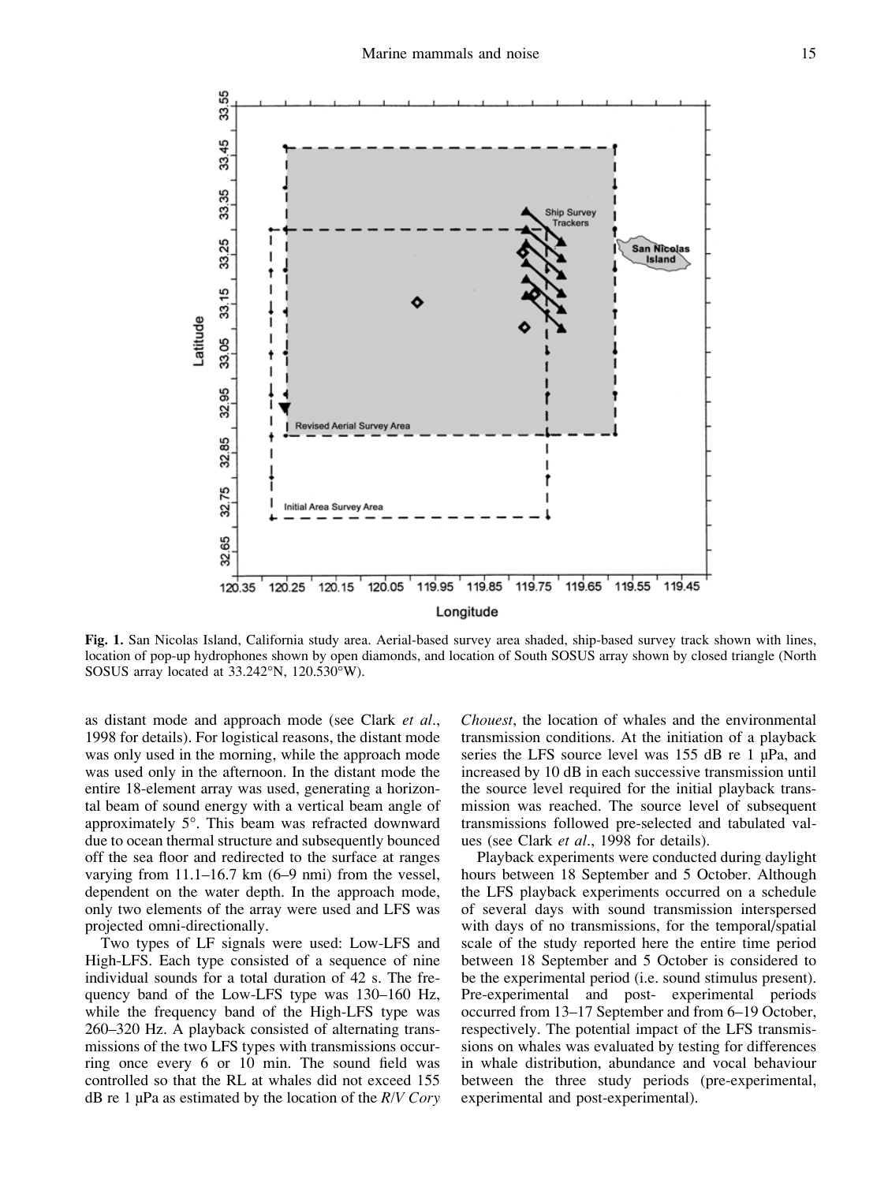**Fig. 1.** San Nicolas Island, California study area. Aerial-based survey area shaded, ship-based survey track shown with lines, location of pop-up hydrophones shown by open diamonds, and location of South SOSUS array shown by closed triangle (North SOSUS array located at 33.242°N, 120.530°W).

as distant mode and approach mode (see Clark *et al.*, 1998 for details). For logistical reasons, the distant mode was only used in the morning, while the approach mode was used only in the afternoon. In the distant mode the entire 18-element array was used, generating a horizontal beam of sound energy with a vertical beam angle of approximately 5°. This beam was refracted downward due to ocean thermal structure and subsequently bounced off the sea floor and redirected to the surface at ranges varying from 11.1–16.7 km (6–9 nmi) from the vessel, dependent on the water depth. In the approach mode, only two elements of the array were used and LFS was projected omni-directionally.

Two types of LF signals were used: Low-LFS and High-LFS. Each type consisted of a sequence of nine individual sounds for a total duration of 42 s. The frequency band of the Low-LFS type was 130–160 Hz, while the frequency band of the High-LFS type was 260–320 Hz. A playback consisted of alternating transmissions of the two LFS types with transmissions occurring once every 6 or 10 min. The sound field was controlled so that the RL at whales did not exceed 155 dB re 1 μPa as estimated by the location of the *R/V Cory Chouest*, the location of whales and the environmental transmission conditions. At the initiation of a playback series the LFS source level was 155 dB re 1 μPa, and increased by 10 dB in each successive transmission until the source level required for the initial playback transmission was reached. The source level of subsequent transmissions followed pre-selected and tabulated values (see Clark *et al.*, 1998 for details).

Playback experiments were conducted during daylight hours between 18 September and 5 October. Although the LFS playback experiments occurred on a schedule of several days with sound transmission interspersed with days of no transmissions, for the temporal/spatial scale of the study reported here the entire time period between 18 September and 5 October is considered to be the experimental period (i.e. sound stimulus present). Pre-experimental and post- experimental periods occurred from 13–17 September and from 6–19 October, respectively. The potential impact of the LFS transmissions on whales was evaluated by testing for differences in whale distribution, abundance and vocal behaviour between the three study periods (pre-experimental, experimental and post-experimental).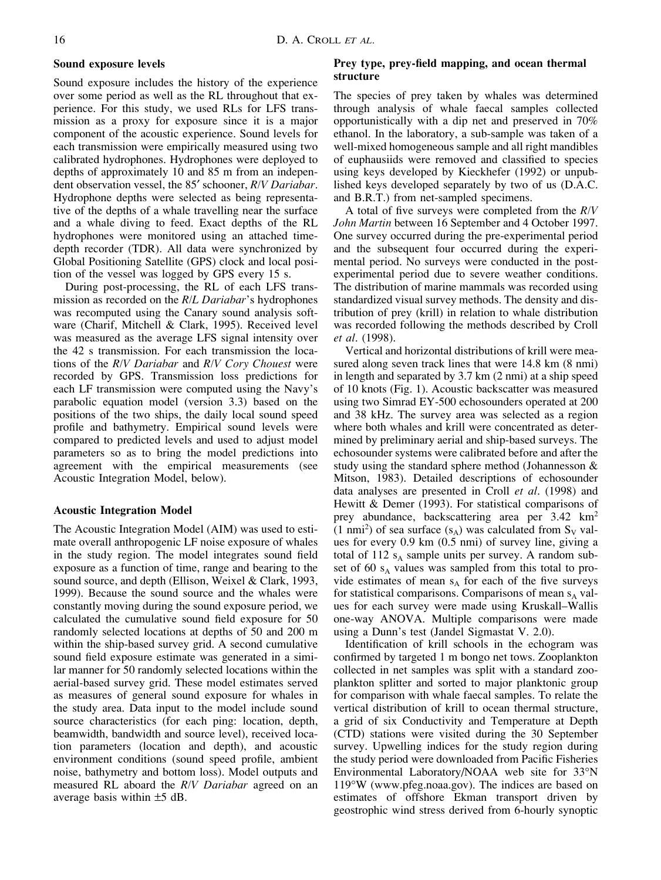### Sound exposure levels

Sound exposure includes the history of the experience over some period as well as the RL throughout that experience. For this study, we used RLs for LFS transmission as a proxy for exposure since it is a major component of the acoustic experience. Sound levels for each transmission were empirically measured using two calibrated hydrophones. Hydrophones were deployed to depths of approximately 10 and 85 m from an independent observation vessel, the 85′ schooner, *R/V Dariabar*. Hydrophone depths were selected as being representative of the depths of a whale travelling near the surface and a whale diving to feed. Exact depths of the RL hydrophones were monitored using an attached time-depth recorder (TDR). All data were synchronized by Global Positioning Satellite (GPS) clock and local position of the vessel was logged by GPS every 15 s.

During post-processing, the RL of each LFS transmission as recorded on the *R/L Dariabar*'s hydrophones was recomputed using the Canary sound analysis software (Charif, Mitchell & Clark, 1995). Received level was measured as the average LFS signal intensity over the 42 s transmission. For each transmission the locations of the *R/V Dariabar* and *R/V Cory Chouest* were recorded by GPS. Transmission loss predictions for each LF transmission were computed using the Navy's parabolic equation model (version 3.3) based on the positions of the two ships, the daily local sound speed profile and bathymetry. Empirical sound levels were compared to predicted levels and used to adjust model parameters so as to bring the model predictions into agreement with the empirical measurements (see Acoustic Integration Model, below).

### Acoustic Integration Model

The Acoustic Integration Model (AIM) was used to estimate overall anthropogenic LF noise exposure of whales in the study region. The model integrates sound field exposure as a function of time, range and bearing to the sound source, and depth (Ellison, Weixel & Clark, 1993, 1999). Because the sound source and the whales were constantly moving during the sound exposure period, we calculated the cumulative sound field exposure for 50 randomly selected locations at depths of 50 and 200 m within the ship-based survey grid. A second cumulative sound field exposure estimate was generated in a similar manner for 50 randomly selected locations within the aerial-based survey grid. These model estimates served as measures of general sound exposure for whales in the study area. Data input to the model include sound source characteristics (for each ping: location, depth, beamwidth, bandwidth and source level), received location parameters (location and depth), and acoustic environment conditions (sound speed profile, ambient noise, bathymetry and bottom loss). Model outputs and measured RL aboard the *R/V Dariabar* agreed on an average basis within ±5 dB.

### Prey type, prey-field mapping, and ocean thermal structure

The species of prey taken by whales was determined through analysis of whale faecal samples collected opportunistically with a dip net and preserved in 70% ethanol. In the laboratory, a sub-sample was taken of a well-mixed homogeneous sample and all right mandibles of euphausiids were removed and classified to species using keys developed by Kieckhefer (1992) or unpublished keys developed separately by two of us (D.A.C. and B.R.T.) from net-sampled specimens.

A total of five surveys were completed from the *R/V John Martin* between 16 September and 4 October 1997. One survey occurred during the pre-experimental period and the subsequent four occurred during the experimental period. No surveys were conducted in the post-experimental period due to severe weather conditions. The distribution of marine mammals was recorded using standardized visual survey methods. The density and distribution of prey (krill) in relation to whale distribution was recorded following the methods described by Croll *et al*. (1998).

Vertical and horizontal distributions of krill were measured along seven track lines that were 14.8 km (8 nmi) in length and separated by 3.7 km (2 nmi) at a ship speed of 10 knots (Fig. 1). Acoustic backscatter was measured using two Simrad EY-500 echosounders operated at 200 and 38 kHz. The survey area was selected as a region where both whales and krill were concentrated as determined by preliminary aerial and ship-based surveys. The echosounder systems were calibrated before and after the study using the standard sphere method (Johannesson & Mitson, 1983). Detailed descriptions of echosounder data analyses are presented in Croll *et al*. (1998) and Hewitt & Demer (1993). For statistical comparisons of prey abundance, backscattering area per 3.42 $km^2$ (1 $nmi^2$) of sea surface ($s_A$) was calculated from $S_V$ values for every 0.9 km (0.5 nmi) of survey line, giving a total of 112 $s_A$ sample units per survey. A random subset of 60 $s_A$ values was sampled from this total to provide estimates of mean $s_A$ for each of the five surveys for statistical comparisons. Comparisons of mean $s_A$ values for each survey were made using Kruskall–Wallis one-way ANOVA. Multiple comparisons were made using a Dunn's test (Jandel Sigmastat V. 2.0).

Identification of krill schools in the echogram was confirmed by targeted 1 m bongo net tows. Zooplankton collected in net samples was split with a standard zooplankton splitter and sorted to major planktonic group for comparison with whale faecal samples. To relate the vertical distribution of krill to ocean thermal structure, a grid of six Conductivity and Temperature at Depth (CTD) stations were visited during the 30 September survey. Upwelling indices for the study region during the study period were downloaded from Pacific Fisheries Environmental Laboratory/NOAA web site for 33°N 119°W (www.pfeg.noaa.gov). The indices are based on estimates of offshore Ekman transport driven by geostrophic wind stress derived from 6-hourly synoptic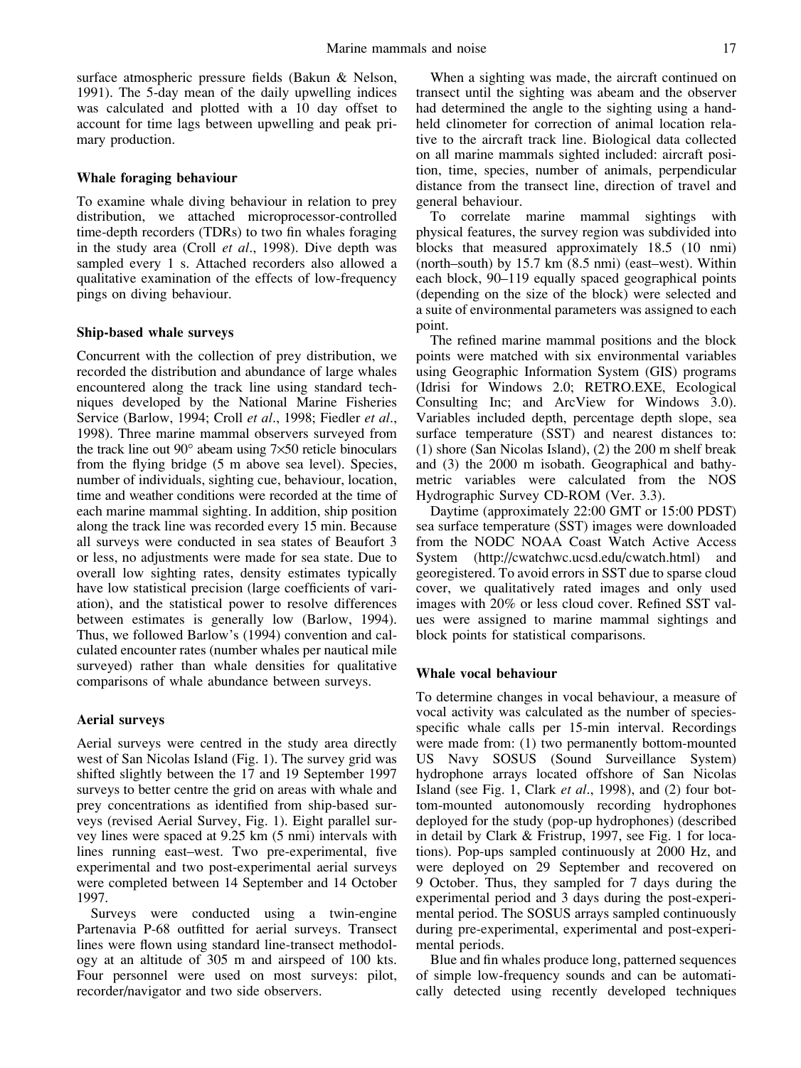surface atmospheric pressure fields (Bakun & Nelson, 1991). The 5-day mean of the daily upwelling indices was calculated and plotted with a 10 day offset to account for time lags between upwelling and peak primary production.

### Whale foraging behaviour

To examine whale diving behaviour in relation to prey distribution, we attached microprocessor-controlled time-depth recorders (TDRs) to two fin whales foraging in the study area (Croll *et al*., 1998). Dive depth was sampled every 1 s. Attached recorders also allowed a qualitative examination of the effects of low-frequency pings on diving behaviour.

### Ship-based whale surveys

Concurrent with the collection of prey distribution, we recorded the distribution and abundance of large whales encountered along the track line using standard techniques developed by the National Marine Fisheries Service (Barlow, 1994; Croll *et al*., 1998; Fiedler *et al*., 1998). Three marine mammal observers surveyed from the track line out 90° abeam using 7×50 reticle binoculars from the flying bridge (5 m above sea level). Species, number of individuals, sighting cue, behaviour, location, time and weather conditions were recorded at the time of each marine mammal sighting. In addition, ship position along the track line was recorded every 15 min. Because all surveys were conducted in sea states of Beaufort 3 or less, no adjustments were made for sea state. Due to overall low sighting rates, density estimates typically have low statistical precision (large coefficients of variation), and the statistical power to resolve differences between estimates is generally low (Barlow, 1994). Thus, we followed Barlow's (1994) convention and calculated encounter rates (number whales per nautical mile surveyed) rather than whale densities for qualitative comparisons of whale abundance between surveys.

### Aerial surveys

Aerial surveys were centred in the study area directly west of San Nicolas Island (Fig. 1). The survey grid was shifted slightly between the 17 and 19 September 1997 surveys to better centre the grid on areas with whale and prey concentrations as identified from ship-based surveys (revised Aerial Survey, Fig. 1). Eight parallel survey lines were spaced at 9.25 km (5 nmi) intervals with lines running east–west. Two pre-experimental, five experimental and two post-experimental aerial surveys were completed between 14 September and 14 October 1997.

Surveys were conducted using a twin-engine Partenavia P-68 outfitted for aerial surveys. Transect lines were flown using standard line-transect methodology at an altitude of 305 m and airspeed of 100 kts. Four personnel were used on most surveys: pilot, recorder/navigator and two side observers.

When a sighting was made, the aircraft continued on transect until the sighting was abeam and the observer had determined the angle to the sighting using a hand-held clinometer for correction of animal location relative to the aircraft track line. Biological data collected on all marine mammals sighted included: aircraft position, time, species, number of animals, perpendicular distance from the transect line, direction of travel and general behaviour.

To correlate marine mammal sightings with physical features, the survey region was subdivided into blocks that measured approximately 18.5 (10 nmi) (north–south) by 15.7 km (8.5 nmi) (east–west). Within each block, 90–119 equally spaced geographical points (depending on the size of the block) were selected and a suite of environmental parameters was assigned to each point.

The refined marine mammal positions and the block points were matched with six environmental variables using Geographic Information System (GIS) programs (Idrisi for Windows 2.0; RETRO.EXE, Ecological Consulting Inc; and ArcView for Windows 3.0). Variables included depth, percentage depth slope, sea surface temperature (SST) and nearest distances to: (1) shore (San Nicolas Island), (2) the 200 m shelf break and (3) the 2000 m isobath. Geographical and bathymetric variables were calculated from the NOS Hydrographic Survey CD-ROM (Ver. 3.3).

Daytime (approximately 22:00 GMT or 15:00 PDST) sea surface temperature (SST) images were downloaded from the NODC NOAA Coast Watch Active Access System (http://cwatchwc.ucsd.edu/cwatch.html) and georegistered. To avoid errors in SST due to sparse cloud cover, we qualitatively rated images and only used images with 20% or less cloud cover. Refined SST values were assigned to marine mammal sightings and block points for statistical comparisons.

### Whale vocal behaviour

To determine changes in vocal behaviour, a measure of vocal activity was calculated as the number of species-specific whale calls per 15-min interval. Recordings were made from: (1) two permanently bottom-mounted US Navy SOSUS (Sound Surveillance System) hydrophone arrays located offshore of San Nicolas Island (see Fig. 1, Clark *et al*., 1998), and (2) four bottom-mounted autonomously recording hydrophones deployed for the study (pop-up hydrophones) (described in detail by Clark & Fristrup, 1997, see Fig. 1 for locations). Pop-ups sampled continuously at 2000 Hz, and were deployed on 29 September and recovered on 9 October. Thus, they sampled for 7 days during the experimental period and 3 days during the post-experimental period. The SOSUS arrays sampled continuously during pre-experimental, experimental and post-experimental periods.

Blue and fin whales produce long, patterned sequences of simple low-frequency sounds and can be automatically detected using recently developed techniques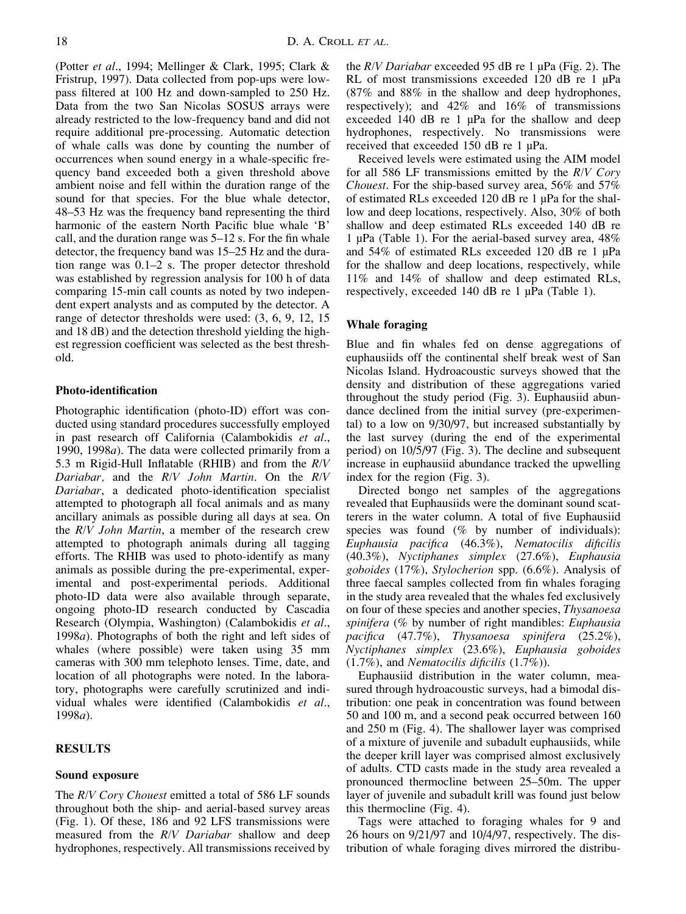(Potter *et al*., 1994; Mellinger & Clark, 1995; Clark & Fristrup, 1997). Data collected from pop-ups were low-pass filtered at 100 Hz and down-sampled to 250 Hz. Data from the two San Nicolas SOSUS arrays were already restricted to the low-frequency band and did not require additional pre-processing. Automatic detection of whale calls was done by counting the number of occurrences when sound energy in a whale-specific frequency band exceeded both a given threshold above ambient noise and fell within the duration range of the sound for that species. For the blue whale detector, 48–53 Hz was the frequency band representing the third harmonic of the eastern North Pacific blue whale 'B' call, and the duration range was 5–12 s. For the fin whale detector, the frequency band was 15–25 Hz and the duration range was 0.1–2 s. The proper detector threshold was established by regression analysis for 100 h of data comparing 15-min call counts as noted by two independent expert analysts and as computed by the detector. A range of detector thresholds were used: (3, 6, 9, 12, 15 and 18 dB) and the detection threshold yielding the highest regression coefficient was selected as the best threshold.

### Photo-identification

Photographic identification (photo-ID) effort was conducted using standard procedures successfully employed in past research off California (Calambokidis *et al*., 1990, 1998*a*). The data were collected primarily from a 5.3 m Rigid-Hull Inflatable (RHIB) and from the *R/V Dariabar,* and the *R/V John Martin*. On the *R/V Dariabar*, a dedicated photo-identification specialist attempted to photograph all focal animals and as many ancillary animals as possible during all days at sea. On the *R/V John Martin*, a member of the research crew attempted to photograph animals during all tagging efforts. The RHIB was used to photo-identify as many animals as possible during the pre-experimental, experimental and post-experimental periods. Additional photo-ID data were also available through separate, ongoing photo-ID research conducted by Cascadia Research (Olympia, Washington) (Calambokidis *et al*., 1998*a*). Photographs of both the right and left sides of whales (where possible) were taken using 35 mm cameras with 300 mm telephoto lenses. Time, date, and location of all photographs were noted. In the laboratory, photographs were carefully scrutinized and individual whales were identified (Calambokidis *et al*., 1998*a*).

## RESULTS

### Sound exposure

The *R/V Cory Chouest* emitted a total of 586 LF sounds throughout both the ship- and aerial-based survey areas (Fig. 1). Of these, 186 and 92 LFS transmissions were measured from the *R/V Dariabar* shallow and deep hydrophones, respectively. All transmissions received by the *R/V Dariabar* exceeded 95 dB re 1 μPa (Fig. 2). The RL of most transmissions exceeded 120 dB re 1 μPa (87% and 88% in the shallow and deep hydrophones, respectively); and 42% and 16% of transmissions exceeded 140 dB re 1 μPa for the shallow and deep hydrophones, respectively. No transmissions were received that exceeded 150 dB re 1 μPa.

Received levels were estimated using the AIM model for all 586 LF transmissions emitted by the *R/V Cory Chouest*. For the ship-based survey area, 56% and 57% of estimated RLs exceeded 120 dB re 1 μPa for the shallow and deep locations, respectively. Also, 30% of both shallow and deep estimated RLs exceeded 140 dB re 1 μPa (Table 1). For the aerial-based survey area, 48% and 54% of estimated RLs exceeded 120 dB re 1 μPa for the shallow and deep locations, respectively, while 11% and 14% of shallow and deep estimated RLs, respectively, exceeded 140 dB re 1 μPa (Table 1).

### Whale foraging

Blue and fin whales fed on dense aggregations of euphausiids off the continental shelf break west of San Nicolas Island. Hydroacoustic surveys showed that the density and distribution of these aggregations varied throughout the study period (Fig. 3). Euphausiid abundance declined from the initial survey (pre-experimental) to a low on 9/30/97, but increased substantially by the last survey (during the end of the experimental period) on 10/5/97 (Fig. 3). The decline and subsequent increase in euphausiid abundance tracked the upwelling index for the region (Fig. 3).

Directed bongo net samples of the aggregations revealed that Euphausiids were the dominant sound scatterers in the water column. A total of five Euphausiid species was found (% by number of individuals): *Euphausia pacifica* (46.3%), *Nematocilis dificilis* (40.3%), *Nyctiphanes simplex* (27.6%), *Euphausia goboides* (17%), *Stylocherion* spp. (6.6%). Analysis of three faecal samples collected from fin whales foraging in the study area revealed that the whales fed exclusively on four of these species and another species, *Thysanoesa spinifera* (% by number of right mandibles: *Euphausia pacifica* (47.7%), *Thysanoesa spinifera* (25.2%), *Nyctiphanes simplex* (23.6%), *Euphausia goboides* (1.7%), and *Nematocilis dificilis* (1.7%)).

Euphausiid distribution in the water column, measured through hydroacoustic surveys, had a bimodal distribution: one peak in concentration was found between 50 and 100 m, and a second peak occurred between 160 and 250 m (Fig. 4). The shallower layer was comprised of a mixture of juvenile and subadult euphausiids, while the deeper krill layer was comprised almost exclusively of adults. CTD casts made in the study area revealed a pronounced thermocline between 25–50m. The upper layer of juvenile and subadult krill was found just below this thermocline (Fig. 4).

Tags were attached to foraging whales for 9 and 26 hours on 9/21/97 and 10/4/97, respectively. The distribution of whale foraging dives mirrored the distribu-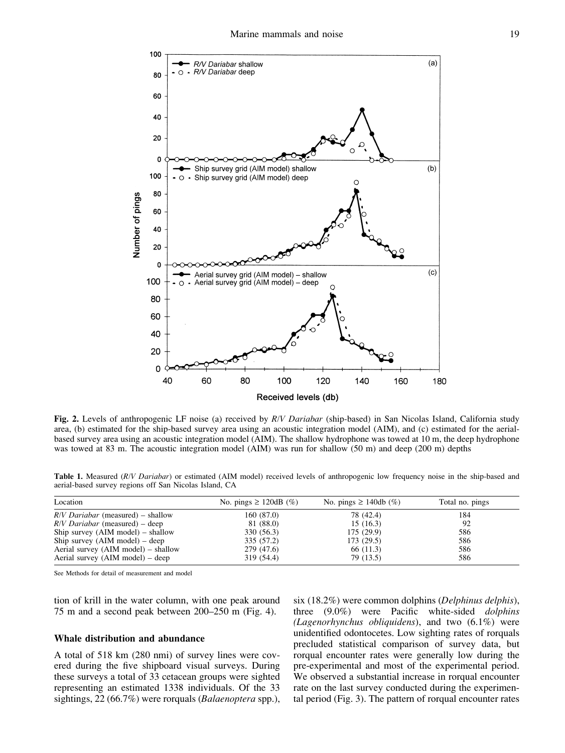**Fig. 2.** Levels of anthropogenic LF noise (a) received by *R/V Dariabar* (ship-based) in San Nicolas Island, California study area, (b) estimated for the ship-based survey area using an acoustic integration model (AIM), and (c) estimated for the aerial-based survey area using an acoustic integration model (AIM). The shallow hydrophone was towed at 10 m, the deep hydrophone was towed at 83 m. The acoustic integration model (AIM) was run for shallow (50 m) and deep (200 m) depths

**Table 1.** Measured (*R/V Dariabar*) or estimated (AIM model) received levels of anthropogenic low frequency noise in the ship-based and aerial-based survey regions off San Nicolas Island, CA

| Location | No. pings ≥ 120dB (%) | No. pings ≥ 140db (%) | Total no. pings |
|---|---|---|---|
| *R/V Dariabar* (measured) – shallow | 160 (87.0) | 78 (42.4) | 184 |
| *R/V Dariabar* (measured) – deep | 81 (88.0) | 15 (16.3) | 92 |
| Ship survey (AIM model) – shallow | 330 (56.3) | 175 (29.9) | 586 |
| Ship survey (AIM model) – deep | 335 (57.2) | 173 (29.5) | 586 |
| Aerial survey (AIM model) – shallow | 279 (47.6) | 66 (11.3) | 586 |
| Aerial survey (AIM model) – deep | 319 (54.4) | 79 (13.5) | 586 |

See Methods for detail of measurement and model

tion of krill in the water column, with one peak around 75 m and a second peak between 200–250 m (Fig. 4).

### Whale distribution and abundance

A total of 518 km (280 nmi) of survey lines were covered during the five shipboard visual surveys. During these surveys a total of 33 cetacean groups were sighted representing an estimated 1338 individuals. Of the 33 sightings, 22 (66.7%) were rorquals (*Balaenoptera* spp.), six (18.2%) were common dolphins (*Delphinus delphis*), three (9.0%) were Pacific white-sided *dolphins (Lagenorhynchus obliquidens*), and two (6.1%) were unidentified odontocetes. Low sighting rates of rorquals precluded statistical comparison of survey data, but rorqual encounter rates were generally low during the pre-experimental and most of the experimental period. We observed a substantial increase in rorqual encounter rate on the last survey conducted during the experimental period (Fig. 3). The pattern of rorqual encounter rates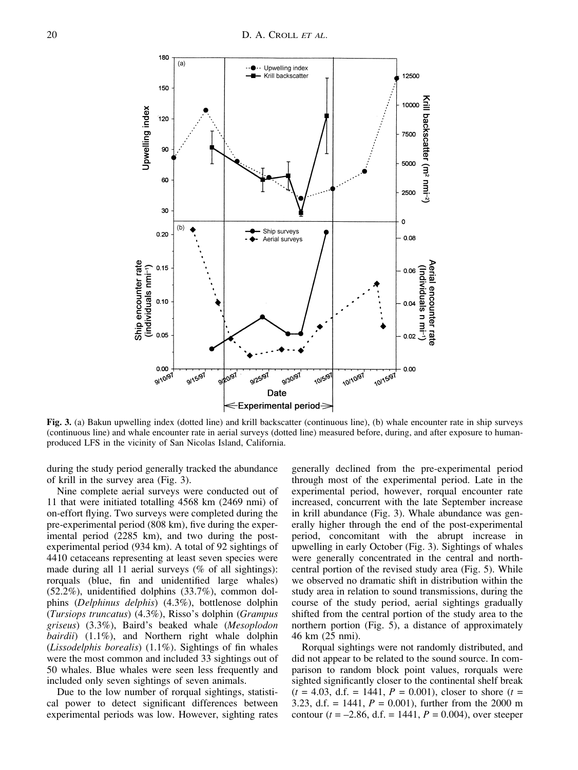**Fig. 3.** (a) Bakun upwelling index (dotted line) and krill backscatter (continuous line), (b) whale encounter rate in ship surveys (continuous line) and whale encounter rate in aerial surveys (dotted line) measured before, during, and after exposure to human-produced LFS in the vicinity of San Nicolas Island, California.

during the study period generally tracked the abundance of krill in the survey area (Fig. 3).

Nine complete aerial surveys were conducted out of 11 that were initiated totalling 4568 km (2469 nmi) of on-effort flying. Two surveys were completed during the pre-experimental period (808 km), five during the experimental period (2285 km), and two during the post-experimental period (934 km). A total of 92 sightings of 4410 cetaceans representing at least seven species were made during all 11 aerial surveys (% of all sightings): rorquals (blue, fin and unidentified large whales) (52.2%), unidentified dolphins (33.7%), common dolphins (*Delphinus delphis*) (4.3%), bottlenose dolphin (*Tursiops truncatus*) (4.3%), Risso's dolphin (*Grampus griseus*) (3.3%), Baird's beaked whale (*Mesoplodon bairdii*) (1.1%), and Northern right whale dolphin (*Lissodelphis borealis*) (1.1%). Sightings of fin whales were the most common and included 33 sightings out of 50 whales. Blue whales were seen less frequently and included only seven sightings of seven animals.

Due to the low number of rorqual sightings, statistical power to detect significant differences between experimental periods was low. However, sighting rates generally declined from the pre-experimental period through most of the experimental period. Late in the experimental period, however, rorqual encounter rate increased, concurrent with the late September increase in krill abundance (Fig. 3). Whale abundance was generally higher through the end of the post-experimental period, concomitant with the abrupt increase in upwelling in early October (Fig. 3). Sightings of whales were generally concentrated in the central and north-central portion of the revised study area (Fig. 5). While we observed no dramatic shift in distribution within the study area in relation to sound transmissions, during the course of the study period, aerial sightings gradually shifted from the central portion of the study area to the northern portion (Fig. 5), a distance of approximately 46 km (25 nmi).

Rorqual sightings were not randomly distributed, and did not appear to be related to the sound source. In comparison to random block point values, rorquals were sighted significantly closer to the continental shelf break ($t = 4.03$, d.f. = 1441, $P = 0.001$), closer to shore ($t = 3.23$, d.f. = 1441, $P = 0.001$), further from the 2000 m contour ($t = -2.86$, d.f. = 1441, $P = 0.004$), over steeper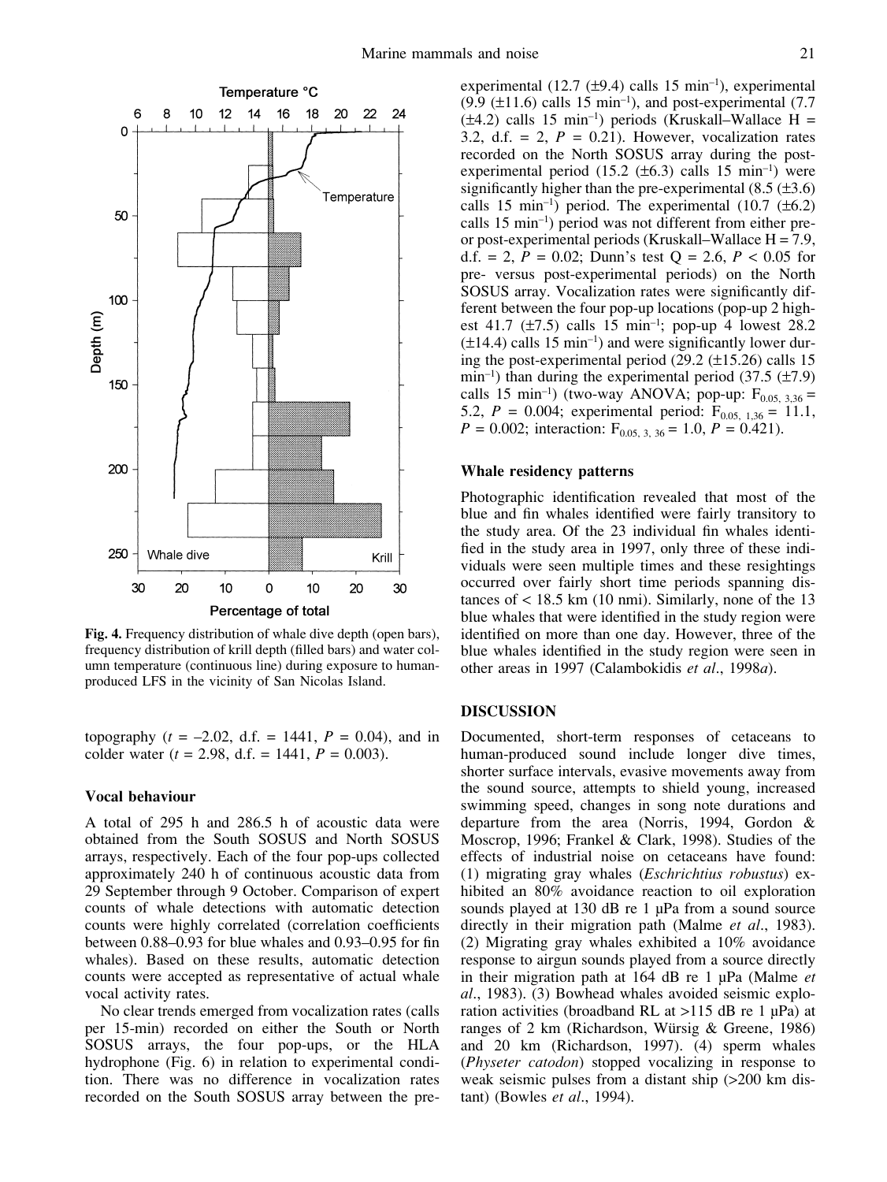Fig. 4. Frequency distribution of whale dive depth (open bars), frequency distribution of krill depth (filled bars) and water column temperature (continuous line) during exposure to human-produced LFS in the vicinity of San Nicolas Island.

topography ($t = -2.02$, d.f. = 1441, $P = 0.04$), and in colder water ($t = 2.98$, d.f. = 1441, $P = 0.003$).

### Vocal behaviour

A total of 295 h and 286.5 h of acoustic data were obtained from the South SOSUS and North SOSUS arrays, respectively. Each of the four pop-ups collected approximately 240 h of continuous acoustic data from 29 September through 9 October. Comparison of expert counts of whale detections with automatic detection counts were highly correlated (correlation coefficients between 0.88–0.93 for blue whales and 0.93–0.95 for fin whales). Based on these results, automatic detection counts were accepted as representative of actual whale vocal activity rates.

No clear trends emerged from vocalization rates (calls per 15-min) recorded on either the South or North SOSUS arrays, the four pop-ups, or the HLA hydrophone (Fig. 6) in relation to experimental condition. There was no difference in vocalization rates recorded on the South SOSUS array between the pre-experimental (12.7 (±9.4) calls 15 $\text{min}^{-1}$), experimental (9.9 (±11.6) calls 15 $\text{min}^{-1}$), and post-experimental (7.7 (±4.2) calls 15 $\text{min}^{-1}$) periods (Kruskall–Wallace H = 3.2, d.f. = 2, $P = 0.21$). However, vocalization rates recorded on the North SOSUS array during the post-experimental period (15.2 (±6.3) calls 15 $\text{min}^{-1}$) were significantly higher than the pre-experimental (8.5 (±3.6) calls 15 $\text{min}^{-1}$) period. The experimental (10.7 (±6.2) calls 15 $\text{min}^{-1}$) period was not different from either pre- or post-experimental periods (Kruskall–Wallace H = 7.9, d.f. = 2, $P = 0.02$; Dunn's test Q = 2.6, $P < 0.05$ for pre- versus post-experimental periods) on the North SOSUS array. Vocalization rates were significantly different between the four pop-up locations (pop-up 2 highest 41.7 (±7.5) calls 15 $\text{min}^{-1}$; pop-up 4 lowest 28.2 (±14.4) calls 15 $\text{min}^{-1}$) and were significantly lower during the post-experimental period (29.2 (±15.26) calls 15 $\text{min}^{-1}$) than during the experimental period (37.5 (±7.9) calls 15 $\text{min}^{-1}$) (two-way ANOVA; pop-up: $F_{0.05,\ 3,36} = 5.2$, $P = 0.004$; experimental period: $F_{0.05,\ 1,36} = 11.1$, $P = 0.002$; interaction: $F_{0.05,\ 3,\ 36} = 1.0$, $P = 0.421$).

### Whale residency patterns

Photographic identification revealed that most of the blue and fin whales identified were fairly transitory to the study area. Of the 23 individual fin whales identified in the study area in 1997, only three of these individuals were seen multiple times and these resightings occurred over fairly short time periods spanning distances of < 18.5 km (10 nmi). Similarly, none of the 13 blue whales that were identified in the study region were identified on more than one day. However, three of the blue whales identified in the study region were seen in other areas in 1997 (Calambokidis *et al*., 1998*a*).

## DISCUSSION

Documented, short-term responses of cetaceans to human-produced sound include longer dive times, shorter surface intervals, evasive movements away from the sound source, attempts to shield young, increased swimming speed, changes in song note durations and departure from the area (Norris, 1994, Gordon & Moscrop, 1996; Frankel & Clark, 1998). Studies of the effects of industrial noise on cetaceans have found: (1) migrating gray whales (*Eschrichtius robustus*) exhibited an 80% avoidance reaction to oil exploration sounds played at 130 dB re 1 μPa from a sound source directly in their migration path (Malme *et al*., 1983). (2) Migrating gray whales exhibited a 10% avoidance response to airgun sounds played from a source directly in their migration path at 164 dB re 1 μPa (Malme *et al*., 1983). (3) Bowhead whales avoided seismic exploration activities (broadband RL at >115 dB re 1 μPa) at ranges of 2 km (Richardson, Würsig & Greene, 1986) and 20 km (Richardson, 1997). (4) sperm whales (*Physeter catodon*) stopped vocalizing in response to weak seismic pulses from a distant ship (>200 km distant) (Bowles *et al*., 1994).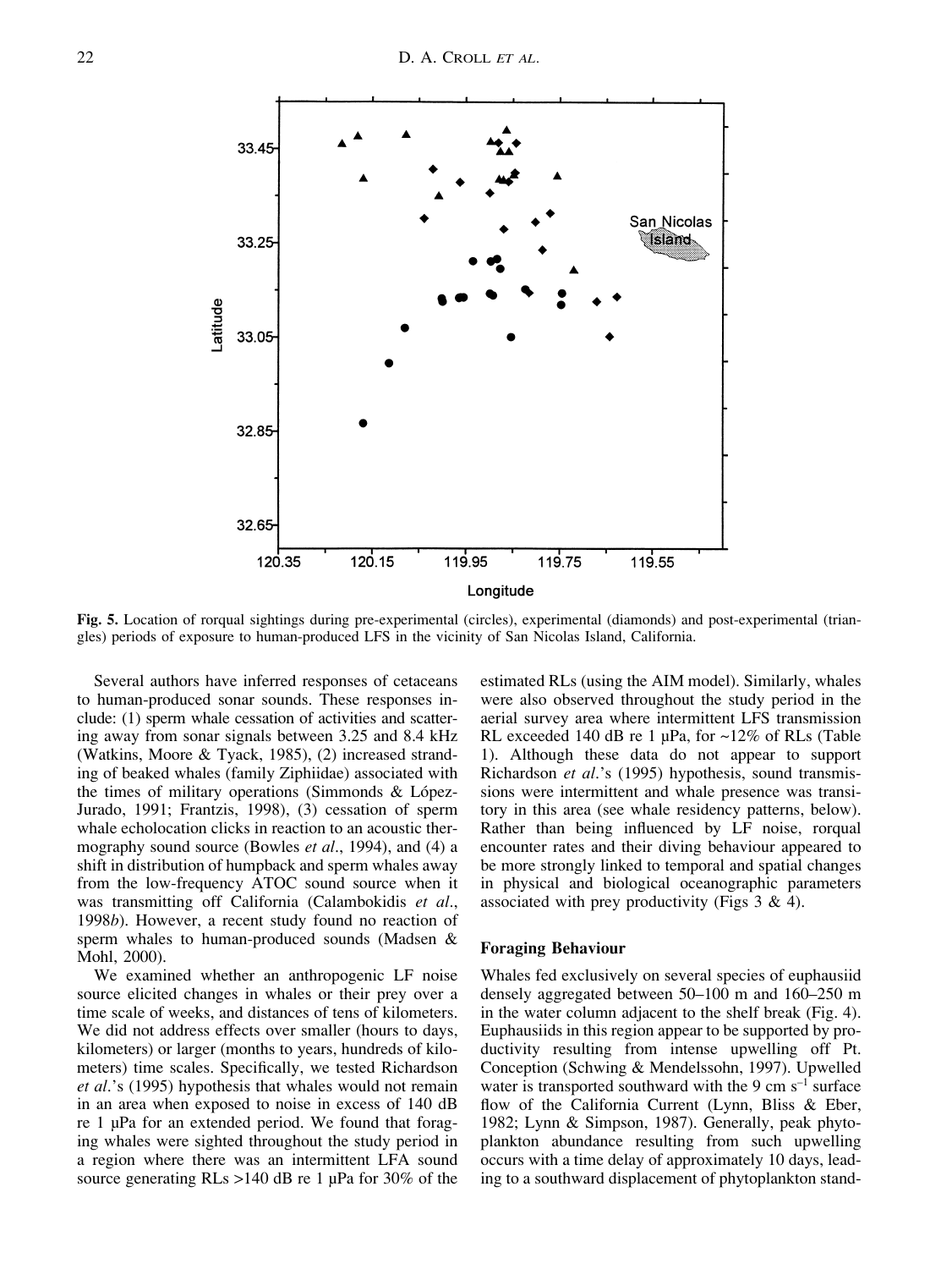**Fig. 5.** Location of rorqual sightings during pre-experimental (circles), experimental (diamonds) and post-experimental (triangles) periods of exposure to human-produced LFS in the vicinity of San Nicolas Island, California.

Several authors have inferred responses of cetaceans to human-produced sonar sounds. These responses include: (1) sperm whale cessation of activities and scattering away from sonar signals between 3.25 and 8.4 kHz (Watkins, Moore & Tyack, 1985), (2) increased stranding of beaked whales (family Ziphiidae) associated with the times of military operations (Simmonds & López-Jurado, 1991; Frantzis, 1998), (3) cessation of sperm whale echolocation clicks in reaction to an acoustic thermography sound source (Bowles *et al*., 1994), and (4) a shift in distribution of humpback and sperm whales away from the low-frequency ATOC sound source when it was transmitting off California (Calambokidis *et al*., 1998*b*). However, a recent study found no reaction of sperm whales to human-produced sounds (Madsen & Mohl, 2000).

We examined whether an anthropogenic LF noise source elicited changes in whales or their prey over a time scale of weeks, and distances of tens of kilometers. We did not address effects over smaller (hours to days, kilometers) or larger (months to years, hundreds of kilometers) time scales. Specifically, we tested Richardson *et al*.'s (1995) hypothesis that whales would not remain in an area when exposed to noise in excess of 140 dB re 1 μPa for an extended period. We found that foraging whales were sighted throughout the study period in a region where there was an intermittent LFA sound source generating RLs >140 dB re 1 μPa for 30% of the estimated RLs (using the AIM model). Similarly, whales were also observed throughout the study period in the aerial survey area where intermittent LFS transmission RL exceeded 140 dB re 1 μPa, for ~12% of RLs (Table 1). Although these data do not appear to support Richardson *et al*.'s (1995) hypothesis, sound transmissions were intermittent and whale presence was transitory in this area (see whale residency patterns, below). Rather than being influenced by LF noise, rorqual encounter rates and their diving behaviour appeared to be more strongly linked to temporal and spatial changes in physical and biological oceanographic parameters associated with prey productivity (Figs 3 & 4).

## Foraging Behaviour

Whales fed exclusively on several species of euphausiid densely aggregated between 50–100 m and 160–250 m in the water column adjacent to the shelf break (Fig. 4). Euphausiids in this region appear to be supported by productivity resulting from intense upwelling off Pt. Conception (Schwing & Mendelssohn, 1997). Upwelled water is transported southward with the 9 cm $s^{-1}$ surface flow of the California Current (Lynn, Bliss & Eber, 1982; Lynn & Simpson, 1987). Generally, peak phytoplankton abundance resulting from such upwelling occurs with a time delay of approximately 10 days, leading to a southward displacement of phytoplankton stand-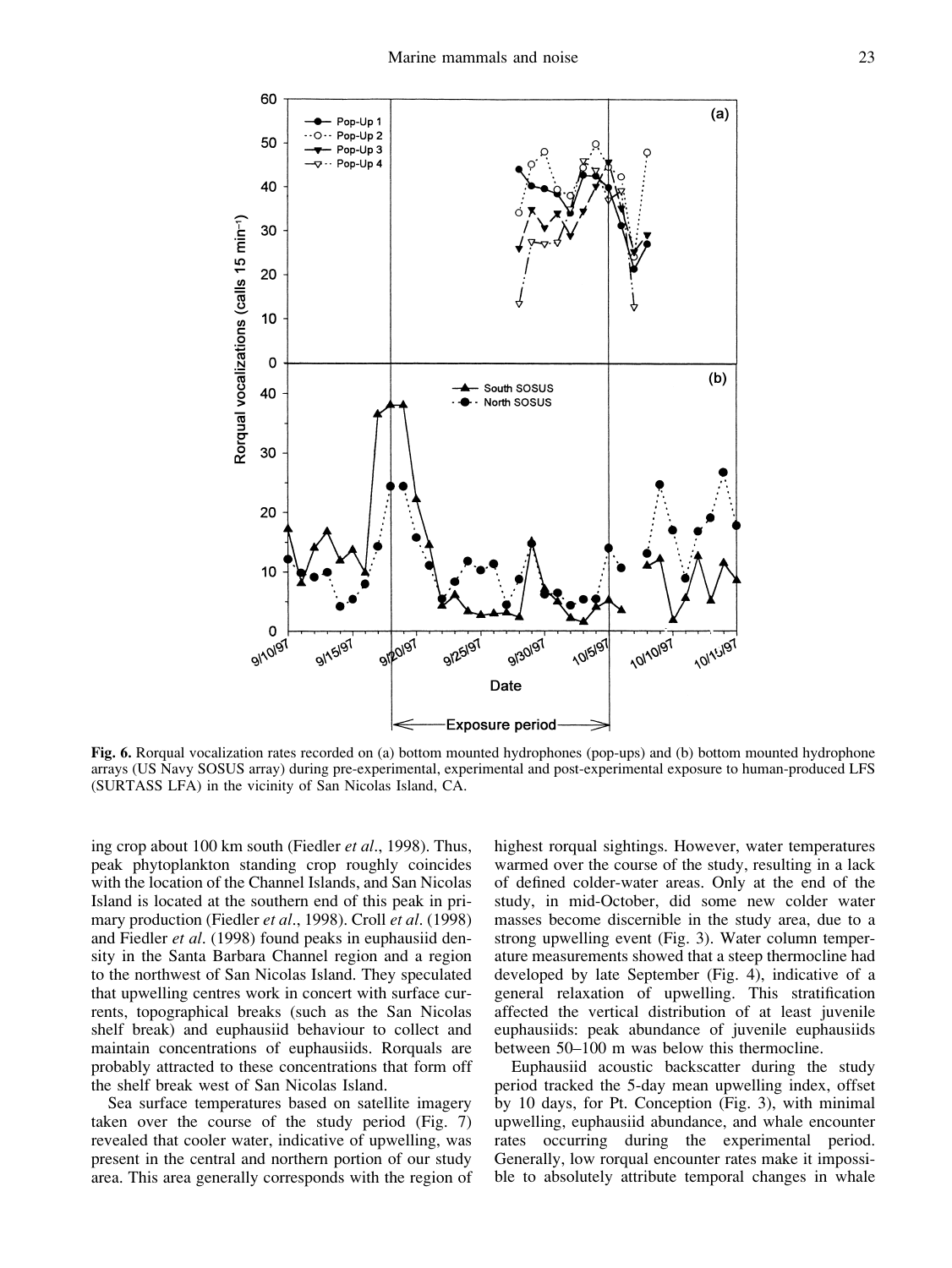**Fig. 6.** Rorqual vocalization rates recorded on (a) bottom mounted hydrophones (pop-ups) and (b) bottom mounted hydrophone arrays (US Navy SOSUS array) during pre-experimental, experimental and post-experimental exposure to human-produced LFS (SURTASS LFA) in the vicinity of San Nicolas Island, CA.

ing crop about 100 km south (Fiedler *et al*., 1998). Thus, peak phytoplankton standing crop roughly coincides with the location of the Channel Islands, and San Nicolas Island is located at the southern end of this peak in primary production (Fiedler *et al*., 1998). Croll *et al*. (1998) and Fiedler *et al*. (1998) found peaks in euphausiid density in the Santa Barbara Channel region and a region to the northwest of San Nicolas Island. They speculated that upwelling centres work in concert with surface currents, topographical breaks (such as the San Nicolas shelf break) and euphausiid behaviour to collect and maintain concentrations of euphausiids. Rorquals are probably attracted to these concentrations that form off the shelf break west of San Nicolas Island.

Sea surface temperatures based on satellite imagery taken over the course of the study period (Fig. 7) revealed that cooler water, indicative of upwelling, was present in the central and northern portion of our study area. This area generally corresponds with the region of highest rorqual sightings. However, water temperatures warmed over the course of the study, resulting in a lack of defined colder-water areas. Only at the end of the study, in mid-October, did some new colder water masses become discernible in the study area, due to a strong upwelling event (Fig. 3). Water column temperature measurements showed that a steep thermocline had developed by late September (Fig. 4), indicative of a general relaxation of upwelling. This stratification affected the vertical distribution of at least juvenile euphausiids: peak abundance of juvenile euphausiids between 50–100 m was below this thermocline.

Euphausiid acoustic backscatter during the study period tracked the 5-day mean upwelling index, offset by 10 days, for Pt. Conception (Fig. 3), with minimal upwelling, euphausiid abundance, and whale encounter rates occurring during the experimental period. Generally, low rorqual encounter rates make it impossible to absolutely attribute temporal changes in whale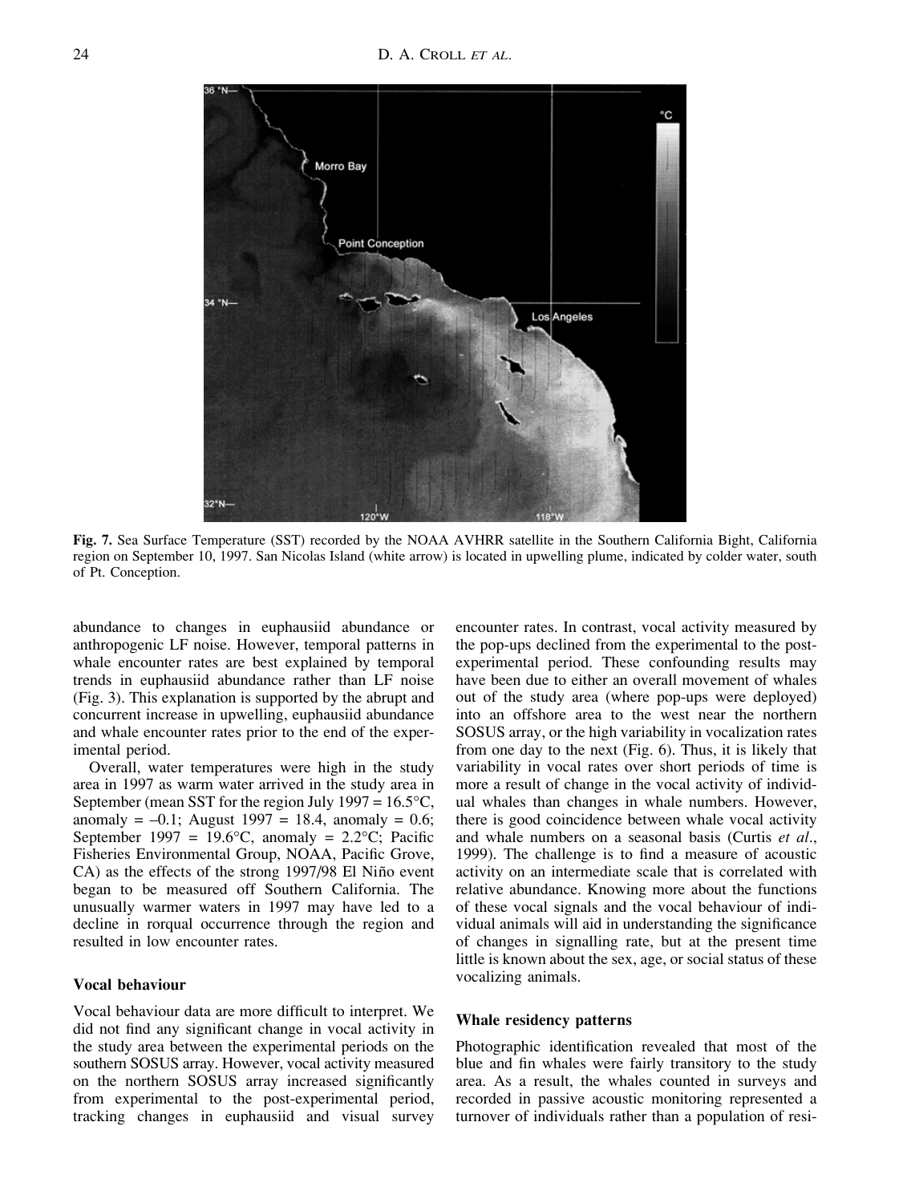Fig. 7. Sea Surface Temperature (SST) recorded by the NOAA AVHRR satellite in the Southern California Bight, California region on September 10, 1997. San Nicolas Island (white arrow) is located in upwelling plume, indicated by colder water, south of Pt. Conception.

abundance to changes in euphausiid abundance or anthropogenic LF noise. However, temporal patterns in whale encounter rates are best explained by temporal trends in euphausiid abundance rather than LF noise (Fig. 3). This explanation is supported by the abrupt and concurrent increase in upwelling, euphausiid abundance and whale encounter rates prior to the end of the experimental period.

Overall, water temperatures were high in the study area in 1997 as warm water arrived in the study area in September (mean SST for the region July 1997 = 16.5°C, anomaly = –0.1; August 1997 = 18.4, anomaly = 0.6; September 1997 = 19.6°C, anomaly = 2.2°C; Pacific Fisheries Environmental Group, NOAA, Pacific Grove, CA) as the effects of the strong 1997/98 El Niño event began to be measured off Southern California. The unusually warmer waters in 1997 may have led to a decline in rorqual occurrence through the region and resulted in low encounter rates.

### Vocal behaviour

Vocal behaviour data are more difficult to interpret. We did not find any significant change in vocal activity in the study area between the experimental periods on the southern SOSUS array. However, vocal activity measured on the northern SOSUS array increased significantly from experimental to the post-experimental period, tracking changes in euphausiid and visual survey encounter rates. In contrast, vocal activity measured by the pop-ups declined from the experimental to the post-experimental period. These confounding results may have been due to either an overall movement of whales out of the study area (where pop-ups were deployed) into an offshore area to the west near the northern SOSUS array, or the high variability in vocalization rates from one day to the next (Fig. 6). Thus, it is likely that variability in vocal rates over short periods of time is more a result of change in the vocal activity of individual whales than changes in whale numbers. However, there is good coincidence between whale vocal activity and whale numbers on a seasonal basis (Curtis *et al*., 1999). The challenge is to find a measure of acoustic activity on an intermediate scale that is correlated with relative abundance. Knowing more about the functions of these vocal signals and the vocal behaviour of individual animals will aid in understanding the significance of changes in signalling rate, but at the present time little is known about the sex, age, or social status of these vocalizing animals.

### Whale residency patterns

Photographic identification revealed that most of the blue and fin whales were fairly transitory to the study area. As a result, the whales counted in surveys and recorded in passive acoustic monitoring represented a turnover of individuals rather than a population of resi-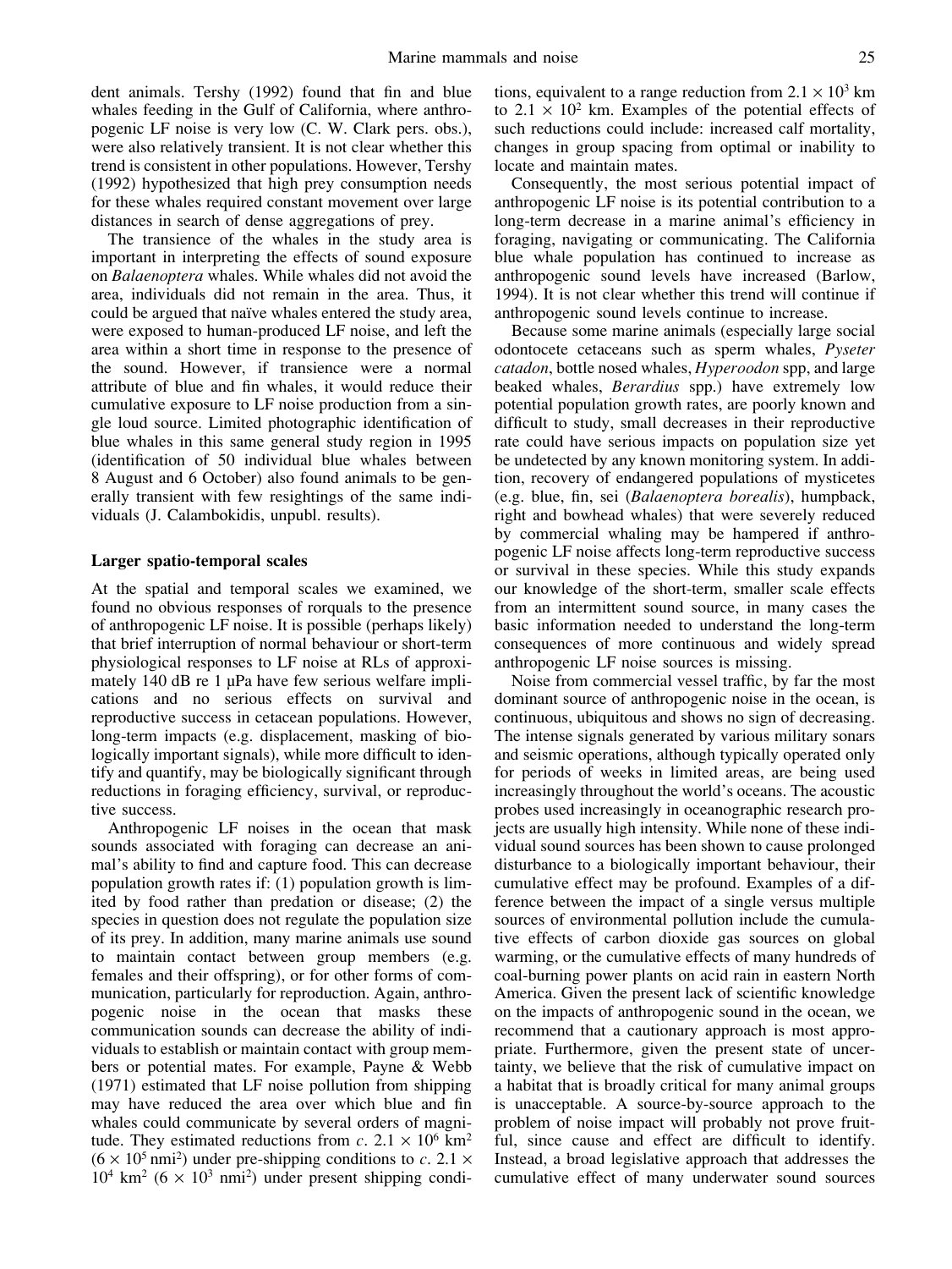dent animals. Tershy (1992) found that fin and blue whales feeding in the Gulf of California, where anthropogenic LF noise is very low (C. W. Clark pers. obs.), were also relatively transient. It is not clear whether this trend is consistent in other populations. However, Tershy (1992) hypothesized that high prey consumption needs for these whales required constant movement over large distances in search of dense aggregations of prey.

The transience of the whales in the study area is important in interpreting the effects of sound exposure on *Balaenoptera* whales. While whales did not avoid the area, individuals did not remain in the area. Thus, it could be argued that naïve whales entered the study area, were exposed to human-produced LF noise, and left the area within a short time in response to the presence of the sound. However, if transience were a normal attribute of blue and fin whales, it would reduce their cumulative exposure to LF noise production from a single loud source. Limited photographic identification of blue whales in this same general study region in 1995 (identification of 50 individual blue whales between 8 August and 6 October) also found animals to be generally transient with few resightings of the same individuals (J. Calambokidis, unpubl. results).

### Larger spatio-temporal scales

At the spatial and temporal scales we examined, we found no obvious responses of rorquals to the presence of anthropogenic LF noise. It is possible (perhaps likely) that brief interruption of normal behaviour or short-term physiological responses to LF noise at RLs of approximately 140 dB re 1 μPa have few serious welfare implications and no serious effects on survival and reproductive success in cetacean populations. However, long-term impacts (e.g. displacement, masking of biologically important signals), while more difficult to identify and quantify, may be biologically significant through reductions in foraging efficiency, survival, or reproductive success.

Anthropogenic LF noises in the ocean that mask sounds associated with foraging can decrease an animal's ability to find and capture food. This can decrease population growth rates if: (1) population growth is limited by food rather than predation or disease; (2) the species in question does not regulate the population size of its prey. In addition, many marine animals use sound to maintain contact between group members (e.g. females and their offspring), or for other forms of communication, particularly for reproduction. Again, anthropogenic noise in the ocean that masks these communication sounds can decrease the ability of individuals to establish or maintain contact with group members or potential mates. For example, Payne & Webb (1971) estimated that LF noise pollution from shipping may have reduced the area over which blue and fin whales could communicate by several orders of magnitude. They estimated reductions from *c*. $2.1 \times 10^6$ km$^2$ ($6 \times 10^5$ nmi$^2$) under pre-shipping conditions to *c*. $2.1 \times 10^4$ km$^2$ ($6 \times 10^3$ nmi$^2$) under present shipping conditions, equivalent to a range reduction from $2.1 \times 10^3$ km to $2.1 \times 10^2$ km. Examples of the potential effects of such reductions could include: increased calf mortality, changes in group spacing from optimal or inability to locate and maintain mates.

Consequently, the most serious potential impact of anthropogenic LF noise is its potential contribution to a long-term decrease in a marine animal's efficiency in foraging, navigating or communicating. The California blue whale population has continued to increase as anthropogenic sound levels have increased (Barlow, 1994). It is not clear whether this trend will continue if anthropogenic sound levels continue to increase.

Because some marine animals (especially large social odontocete cetaceans such as sperm whales, *Pyseter catadon*, bottle nosed whales, *Hyperoodon* spp, and large beaked whales, *Berardius* spp.) have extremely low potential population growth rates, are poorly known and difficult to study, small decreases in their reproductive rate could have serious impacts on population size yet be undetected by any known monitoring system. In addition, recovery of endangered populations of mysticetes (e.g. blue, fin, sei (*Balaenoptera borealis*), humpback, right and bowhead whales) that were severely reduced by commercial whaling may be hampered if anthropogenic LF noise affects long-term reproductive success or survival in these species. While this study expands our knowledge of the short-term, smaller scale effects from an intermittent sound source, in many cases the basic information needed to understand the long-term consequences of more continuous and widely spread anthropogenic LF noise sources is missing.

Noise from commercial vessel traffic, by far the most dominant source of anthropogenic noise in the ocean, is continuous, ubiquitous and shows no sign of decreasing. The intense signals generated by various military sonars and seismic operations, although typically operated only for periods of weeks in limited areas, are being used increasingly throughout the world's oceans. The acoustic probes used increasingly in oceanographic research projects are usually high intensity. While none of these individual sound sources has been shown to cause prolonged disturbance to a biologically important behaviour, their cumulative effect may be profound. Examples of a difference between the impact of a single versus multiple sources of environmental pollution include the cumulative effects of carbon dioxide gas sources on global warming, or the cumulative effects of many hundreds of coal-burning power plants on acid rain in eastern North America. Given the present lack of scientific knowledge on the impacts of anthropogenic sound in the ocean, we recommend that a cautionary approach is most appropriate. Furthermore, given the present state of uncertainty, we believe that the risk of cumulative impact on a habitat that is broadly critical for many animal groups is unacceptable. A source-by-source approach to the problem of noise impact will probably not prove fruitful, since cause and effect are difficult to identify. Instead, a broad legislative approach that addresses the cumulative effect of many underwater sound sources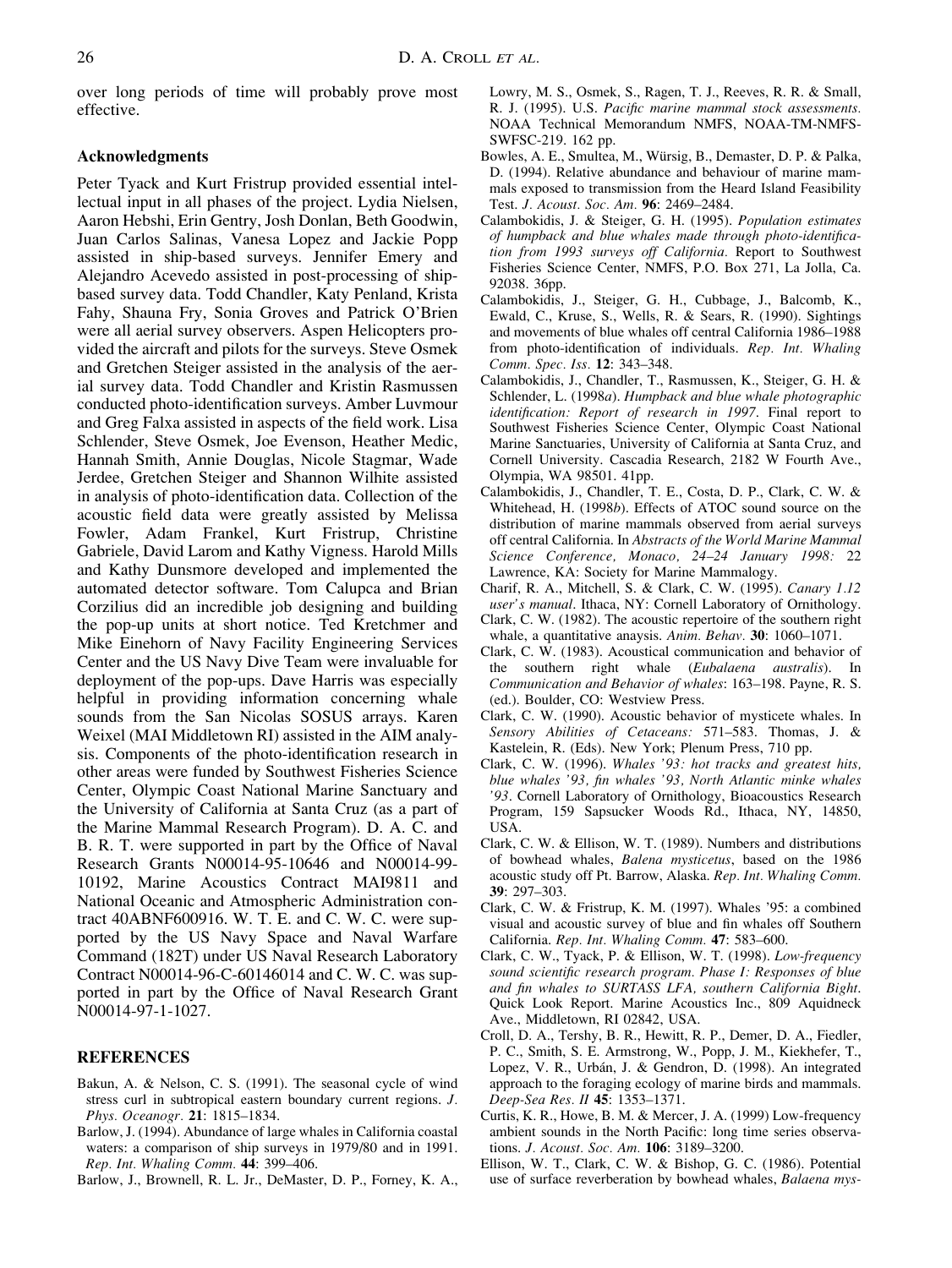over long periods of time will probably prove most effective.

### Acknowledgments

Peter Tyack and Kurt Fristrup provided essential intellectual input in all phases of the project. Lydia Nielsen, Aaron Hebshi, Erin Gentry, Josh Donlan, Beth Goodwin, Juan Carlos Salinas, Vanesa Lopez and Jackie Popp assisted in ship-based surveys. Jennifer Emery and Alejandro Acevedo assisted in post-processing of ship-based survey data. Todd Chandler, Katy Penland, Krista Fahy, Shauna Fry, Sonia Groves and Patrick O'Brien were all aerial survey observers. Aspen Helicopters provided the aircraft and pilots for the surveys. Steve Osmek and Gretchen Steiger assisted in the analysis of the aerial survey data. Todd Chandler and Kristin Rasmussen conducted photo-identification surveys. Amber Luvmour and Greg Falxa assisted in aspects of the field work. Lisa Schlender, Steve Osmek, Joe Evenson, Heather Medic, Hannah Smith, Annie Douglas, Nicole Stagmar, Wade Jerdee, Gretchen Steiger and Shannon Wilhite assisted in analysis of photo-identification data. Collection of the acoustic field data were greatly assisted by Melissa Fowler, Adam Frankel, Kurt Fristrup, Christine Gabriele, David Larom and Kathy Vigness. Harold Mills and Kathy Dunsmore developed and implemented the automated detector software. Tom Calupca and Brian Corzilius did an incredible job designing and building the pop-up units at short notice. Ted Kretchmer and Mike Einehorn of Navy Facility Engineering Services Center and the US Navy Dive Team were invaluable for deployment of the pop-ups. Dave Harris was especially helpful in providing information concerning whale sounds from the San Nicolas SOSUS arrays. Karen Weixel (MAI Middletown RI) assisted in the AIM analysis. Components of the photo-identification research in other areas were funded by Southwest Fisheries Science Center, Olympic Coast National Marine Sanctuary and the University of California at Santa Cruz (as a part of the Marine Mammal Research Program). D. A. C. and B. R. T. were supported in part by the Office of Naval Research Grants N00014-95-10646 and N00014-99-10192, Marine Acoustics Contract MAI9811 and National Oceanic and Atmospheric Administration contract 40ABNF600916. W. T. E. and C. W. C. were supported by the US Navy Space and Naval Warfare Command (182T) under US Naval Research Laboratory Contract N00014-96-C-60146014 and C. W. C. was supported in part by the Office of Naval Research Grant N00014-97-1-1027.

### REFERENCES

Bakun, A. & Nelson, C. S. (1991). The seasonal cycle of wind stress curl in subtropical eastern boundary current regions. *J. Phys. Oceanogr.* **21**: 1815–1834.

Barlow, J. (1994). Abundance of large whales in California coastal waters: a comparison of ship surveys in 1979/80 and in 1991. *Rep. Int. Whaling Comm.* **44**: 399–406.

Barlow, J., Brownell, R. L. Jr., DeMaster, D. P., Forney, K. A., Lowry, M. S., Osmek, S., Ragen, T. J., Reeves, R. R. & Small, R. J. (1995). U.S. *Pacific marine mammal stock assessments.* NOAA Technical Memorandum NMFS, NOAA-TM-NMFS-SWFSC-219. 162 pp.

Bowles, A. E., Smultea, M., Würsig, B., Demaster, D. P. & Palka, D. (1994). Relative abundance and behaviour of marine mammals exposed to transmission from the Heard Island Feasibility Test. *J. Acoust. Soc. Am.* **96**: 2469–2484.

Calambokidis, J. & Steiger, G. H. (1995). *Population estimates of humpback and blue whales made through photo-identification from 1993 surveys off California.* Report to Southwest Fisheries Science Center, NMFS, P.O. Box 271, La Jolla, Ca. 92038. 36pp.

Calambokidis, J., Steiger, G. H., Cubbage, J., Balcomb, K., Ewald, C., Kruse, S., Wells, R. & Sears, R. (1990). Sightings and movements of blue whales off central California 1986–1988 from photo-identification of individuals. *Rep. Int. Whaling Comm. Spec. Iss.* **12**: 343–348.

Calambokidis, J., Chandler, T., Rasmussen, K., Steiger, G. H. & Schlender, L. (1998*a*). *Humpback and blue whale photographic identification: Report of research in 1997*. Final report to Southwest Fisheries Science Center, Olympic Coast National Marine Sanctuaries, University of California at Santa Cruz, and Cornell University. Cascadia Research, 2182 W Fourth Ave., Olympia, WA 98501. 41pp.

Calambokidis, J., Chandler, T. E., Costa, D. P., Clark, C. W. & Whitehead, H. (1998*b*). Effects of ATOC sound source on the distribution of marine mammals observed from aerial surveys off central California. In *Abstracts of the World Marine Mammal Science Conference, Monaco, 24–24 January 1998:* 22 Lawrence, KA: Society for Marine Mammalogy.

Charif, R. A., Mitchell, S. & Clark, C. W. (1995). *Canary 1.12 user's manual*. Ithaca, NY: Cornell Laboratory of Ornithology.

Clark, C. W. (1982). The acoustic repertoire of the southern right whale, a quantitative anaysis. *Anim. Behav.* **30**: 1060–1071.

Clark, C. W. (1983). Acoustical communication and behavior of the southern right whale (*Eubalaena australis*). In *Communication and Behavior of whales*: 163–198. Payne, R. S. (ed.). Boulder, CO: Westview Press.

Clark, C. W. (1990). Acoustic behavior of mysticete whales. In *Sensory Abilities of Cetaceans:* 571–583. Thomas, J. & Kastelein, R. (Eds). New York; Plenum Press, 710 pp.

Clark, C. W. (1996). *Whales '93: hot tracks and greatest hits, blue whales '93, fin whales '93, North Atlantic minke whales '93*. Cornell Laboratory of Ornithology, Bioacoustics Research Program, 159 Sapsucker Woods Rd., Ithaca, NY, 14850, USA.

Clark, C. W. & Ellison, W. T. (1989). Numbers and distributions of bowhead whales, *Balena mysticetus*, based on the 1986 acoustic study off Pt. Barrow, Alaska. *Rep. Int. Whaling Comm.* **39**: 297–303.

Clark, C. W. & Fristrup, K. M. (1997). Whales '95: a combined visual and acoustic survey of blue and fin whales off Southern California. *Rep. Int. Whaling Comm.* **47**: 583–600.

Clark, C. W., Tyack, P. & Ellison, W. T. (1998). *Low-frequency sound scientific research program. Phase I: Responses of blue and fin whales to SURTASS LFA, southern California Bight*. Quick Look Report. Marine Acoustics Inc., 809 Aquidneck Ave., Middletown, RI 02842, USA.

Croll, D. A., Tershy, B. R., Hewitt, R. P., Demer, D. A., Fiedler, P. C., Smith, S. E. Armstrong, W., Popp, J. M., Kiekhefer, T., Lopez, V. R., Urbán, J. & Gendron, D. (1998). An integrated approach to the foraging ecology of marine birds and mammals. *Deep-Sea Res. II* **45**: 1353–1371.

Curtis, K. R., Howe, B. M. & Mercer, J. A. (1999) Low-frequency ambient sounds in the North Pacific: long time series observations. *J. Acoust. Soc. Am.* **106**: 3189–3200.

Ellison, W. T., Clark, C. W. & Bishop, G. C. (1986). Potential use of surface reverberation by bowhead whales, *Balaena mys-*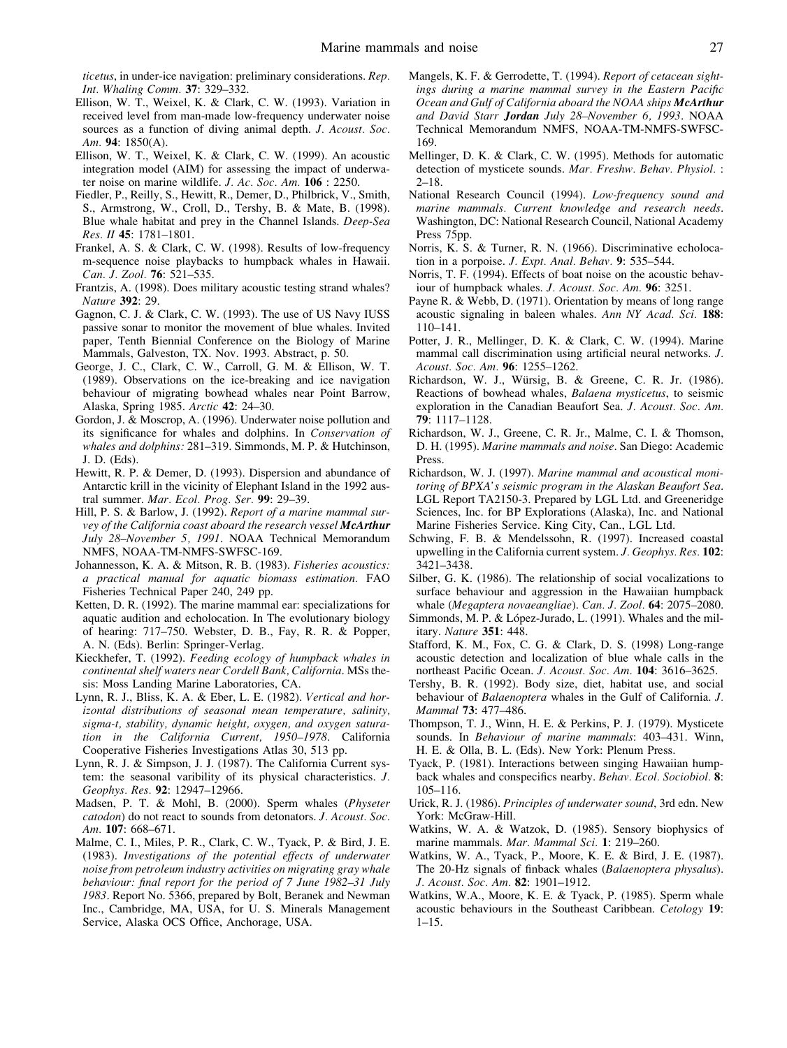*ticetus*, in under-ice navigation: preliminary considerations. *Rep. Int. Whaling Comm.* **37**: 329–332.

Ellison, W. T., Weixel, K. & Clark, C. W. (1993). Variation in received level from man-made low-frequency underwater noise sources as a function of diving animal depth. *J. Acoust. Soc. Am.* **94**: 1850(A).

Ellison, W. T., Weixel, K. & Clark, C. W. (1999). An acoustic integration model (AIM) for assessing the impact of underwater noise on marine wildlife. *J. Ac. Soc. Am.* **106** : 2250.

Fiedler, P., Reilly, S., Hewitt, R., Demer, D., Philbrick, V., Smith, S., Armstrong, W., Croll, D., Tershy, B. & Mate, B. (1998). Blue whale habitat and prey in the Channel Islands. *Deep-Sea Res. II* **45**: 1781–1801.

Frankel, A. S. & Clark, C. W. (1998). Results of low-frequency m-sequence noise playbacks to humpback whales in Hawaii. *Can. J. Zool.* **76**: 521–535.

Frantzis, A. (1998). Does military acoustic testing strand whales? *Nature* **392**: 29.

Gagnon, C. J. & Clark, C. W. (1993). The use of US Navy IUSS passive sonar to monitor the movement of blue whales. Invited paper, Tenth Biennial Conference on the Biology of Marine Mammals, Galveston, TX. Nov. 1993. Abstract, p. 50.

George, J. C., Clark, C. W., Carroll, G. M. & Ellison, W. T. (1989). Observations on the ice-breaking and ice navigation behaviour of migrating bowhead whales near Point Barrow, Alaska, Spring 1985. *Arctic* **42**: 24–30.

Gordon, J. & Moscrop, A. (1996). Underwater noise pollution and its significance for whales and dolphins. In *Conservation of whales and dolphins:* 281–319. Simmonds, M. P. & Hutchinson, J. D. (Eds).

Hewitt, R. P. & Demer, D. (1993). Dispersion and abundance of Antarctic krill in the vicinity of Elephant Island in the 1992 austral summer. *Mar. Ecol. Prog. Ser.* **99**: 29–39.

Hill, P. S. & Barlow, J. (1992). *Report of a marine mammal survey of the California coast aboard the research vessel* ***McArthur*** *July 28–November 5, 1991*. NOAA Technical Memorandum NMFS, NOAA-TM-NMFS-SWFSC-169.

Johannesson, K. A. & Mitson, R. B. (1983). *Fisheries acoustics: a practical manual for aquatic biomass estimation.* FAO Fisheries Technical Paper 240, 249 pp.

Ketten, D. R. (1992). The marine mammal ear: specializations for aquatic audition and echolocation. In The evolutionary biology of hearing: 717–750. Webster, D. B., Fay, R. R. & Popper, A. N. (Eds). Berlin: Springer-Verlag.

Kieckhefer, T. (1992). *Feeding ecology of humpback whales in continental shelf waters near Cordell Bank, California*. MSs thesis: Moss Landing Marine Laboratories, CA.

Lynn, R. J., Bliss, K. A. & Eber, L. E. (1982). *Vertical and horizontal distributions of seasonal mean temperature, salinity, sigma-t, stability, dynamic height, oxygen, and oxygen saturation in the California Current, 1950–1978*. California Cooperative Fisheries Investigations Atlas 30, 513 pp.

Lynn, R. J. & Simpson, J. J. (1987). The California Current system: the seasonal varibility of its physical characteristics. *J. Geophys. Res.* **92**: 12947–12966.

Madsen, P. T. & Mohl, B. (2000). Sperm whales (*Physeter catodon*) do not react to sounds from detonators. *J. Acoust. Soc. Am.* **107**: 668–671.

Malme, C. I., Miles, P. R., Clark, C. W., Tyack, P. & Bird, J. E. (1983). *Investigations of the potential effects of underwater noise from petroleum industry activities on migrating gray whale behaviour: final report for the period of 7 June 1982–31 July 1983*. Report No. 5366, prepared by Bolt, Beranek and Newman Inc., Cambridge, MA, USA, for U. S. Minerals Management Service, Alaska OCS Office, Anchorage, USA.

Mangels, K. F. & Gerrodette, T. (1994). *Report of cetacean sightings during a marine mammal survey in the Eastern Pacific Ocean and Gulf of California aboard the NOAA ships* ***McArthur*** *and David Starr* ***Jordan*** *July 28–November 6, 1993*. NOAA Technical Memorandum NMFS, NOAA-TM-NMFS-SWFSC-169.

Mellinger, D. K. & Clark, C. W. (1995). Methods for automatic detection of mysticete sounds. *Mar. Freshw. Behav. Physiol.* : 2–18.

National Research Council (1994). *Low-frequency sound and marine mammals. Current knowledge and research needs*. Washington, DC: National Research Council, National Academy Press 75pp.

Norris, K. S. & Turner, R. N. (1966). Discriminative echolocation in a porpoise. *J. Expt. Anal. Behav.* **9**: 535–544.

Norris, T. F. (1994). Effects of boat noise on the acoustic behaviour of humpback whales. *J. Acoust. Soc. Am.* **96**: 3251.

Payne R. & Webb, D. (1971). Orientation by means of long range acoustic signaling in baleen whales. *Ann NY Acad. Sci.* **188**: 110–141.

Potter, J. R., Mellinger, D. K. & Clark, C. W. (1994). Marine mammal call discrimination using artificial neural networks. *J. Acoust. Soc. Am.* **96**: 1255–1262.

Richardson, W. J., Würsig, B. & Greene, C. R. Jr. (1986). Reactions of bowhead whales, *Balaena mysticetus*, to seismic exploration in the Canadian Beaufort Sea. *J. Acoust. Soc. Am.* **79**: 1117–1128.

Richardson, W. J., Greene, C. R. Jr., Malme, C. I. & Thomson, D. H. (1995). *Marine mammals and noise*. San Diego: Academic Press.

Richardson, W. J. (1997). *Marine mammal and acoustical monitoring of BPXA's seismic program in the Alaskan Beaufort Sea*. LGL Report TA2150-3. Prepared by LGL Ltd. and Greeneridge Sciences, Inc. for BP Explorations (Alaska), Inc. and National Marine Fisheries Service. King City, Can., LGL Ltd.

Schwing, F. B. & Mendelssohn, R. (1997). Increased coastal upwelling in the California current system. *J. Geophys. Res.* **102**: 3421–3438.

Silber, G. K. (1986). The relationship of social vocalizations to surface behaviour and aggression in the Hawaiian humpback whale (*Megaptera novaeangliae*). *Can. J. Zool.* **64**: 2075–2080.

Simmonds, M. P. & López-Jurado, L. (1991). Whales and the military. *Nature* **351**: 448.

Stafford, K. M., Fox, C. G. & Clark, D. S. (1998) Long-range acoustic detection and localization of blue whale calls in the northeast Pacific Ocean. *J. Acoust. Soc. Am.* **104**: 3616–3625.

Tershy, B. R. (1992). Body size, diet, habitat use, and social behaviour of *Balaenoptera* whales in the Gulf of California. *J. Mammal* **73**: 477–486.

Thompson, T. J., Winn, H. E. & Perkins, P. J. (1979). Mysticete sounds. In *Behaviour of marine mammals*: 403–431. Winn, H. E. & Olla, B. L. (Eds). New York: Plenum Press.

Tyack, P. (1981). Interactions between singing Hawaiian humpback whales and conspecifics nearby. *Behav. Ecol. Sociobiol.* **8**: 105–116.

Urick, R. J. (1986). *Principles of underwater sound*, 3rd edn. New York: McGraw-Hill.

Watkins, W. A. & Watzok, D. (1985). Sensory biophysics of marine mammals. *Mar. Mammal Sci.* **1**: 219–260.

Watkins, W. A., Tyack, P., Moore, K. E. & Bird, J. E. (1987). The 20-Hz signals of finback whales (*Balaenoptera physalus*). *J. Acoust. Soc. Am.* **82**: 1901–1912.

Watkins, W.A., Moore, K. E. & Tyack, P. (1985). Sperm whale acoustic behaviours in the Southeast Caribbean. *Cetology* **19**: 1–15.